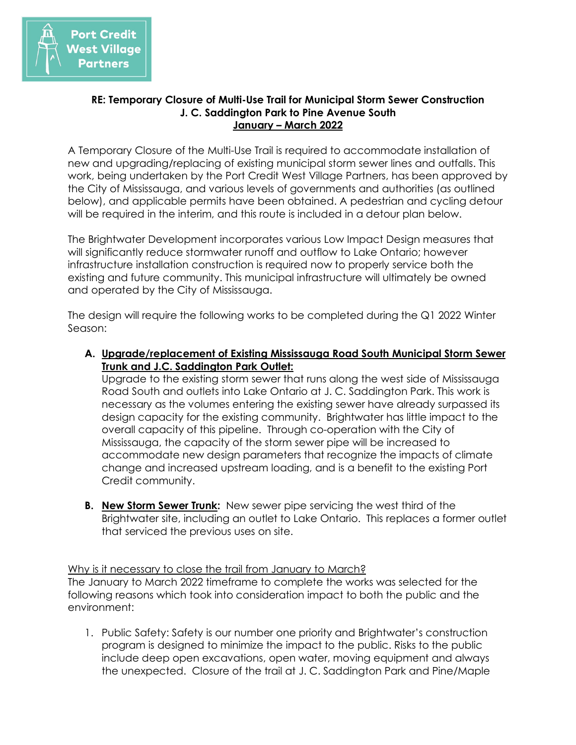Port Credit West Village Partners

**RE: Temporary Closure of Multi-Use Trail for Municipal Storm Sewer Construction**
**J. C. Saddington Park to Pine Avenue South**
**January – March 2022**

A Temporary Closure of the Multi-Use Trail is required to accommodate installation of new and upgrading/replacing of existing municipal storm sewer lines and outfalls. This work, being undertaken by the Port Credit West Village Partners, has been approved by the City of Mississauga, and various levels of governments and authorities (as outlined below), and applicable permits have been obtained. A pedestrian and cycling detour will be required in the interim, and this route is included in a detour plan below.

The Brightwater Development incorporates various Low Impact Design measures that will significantly reduce stormwater runoff and outflow to Lake Ontario; however infrastructure installation construction is required now to properly service both the existing and future community. This municipal infrastructure will ultimately be owned and operated by the City of Mississauga.

The design will require the following works to be completed during the Q1 2022 Winter Season:

**A. Upgrade/replacement of Existing Mississauga Road South Municipal Storm Sewer Trunk and J.C. Saddington Park Outlet:**
Upgrade to the existing storm sewer that runs along the west side of Mississauga Road South and outlets into Lake Ontario at J. C. Saddington Park. This work is necessary as the volumes entering the existing sewer have already surpassed its design capacity for the existing community. Brightwater has little impact to the overall capacity of this pipeline. Through co-operation with the City of Mississauga, the capacity of the storm sewer pipe will be increased to accommodate new design parameters that recognize the impacts of climate change and increased upstream loading, and is a benefit to the existing Port Credit community.

**B. New Storm Sewer Trunk:** New sewer pipe servicing the west third of the Brightwater site, including an outlet to Lake Ontario. This replaces a former outlet that serviced the previous uses on site.

Why is it necessary to close the trail from January to March?
The January to March 2022 timeframe to complete the works was selected for the following reasons which took into consideration impact to both the public and the environment:

1. Public Safety: Safety is our number one priority and Brightwater's construction program is designed to minimize the impact to the public. Risks to the public include deep open excavations, open water, moving equipment and always the unexpected. Closure of the trail at J. C. Saddington Park and Pine/Maple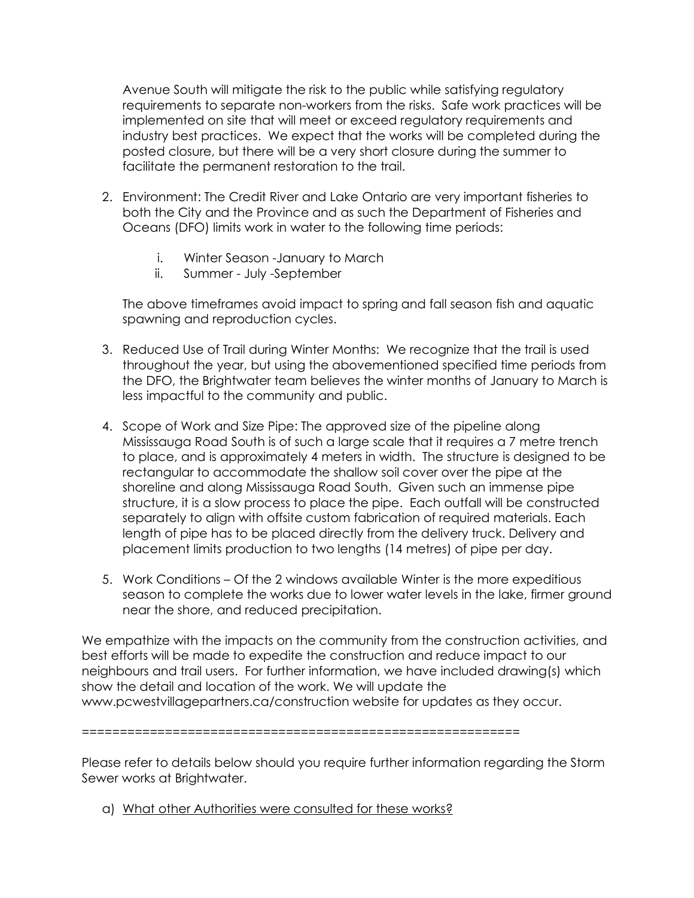Avenue South will mitigate the risk to the public while satisfying regulatory requirements to separate non-workers from the risks. Safe work practices will be implemented on site that will meet or exceed regulatory requirements and industry best practices. We expect that the works will be completed during the posted closure, but there will be a very short closure during the summer to facilitate the permanent restoration to the trail.

2. Environment: The Credit River and Lake Ontario are very important fisheries to both the City and the Province and as such the Department of Fisheries and Oceans (DFO) limits work in water to the following time periods:

    i. Winter Season -January to March
    ii. Summer - July -September

    The above timeframes avoid impact to spring and fall season fish and aquatic spawning and reproduction cycles.

3. Reduced Use of Trail during Winter Months: We recognize that the trail is used throughout the year, but using the abovementioned specified time periods from the DFO, the Brightwater team believes the winter months of January to March is less impactful to the community and public.

4. Scope of Work and Size Pipe: The approved size of the pipeline along Mississauga Road South is of such a large scale that it requires a 7 metre trench to place, and is approximately 4 meters in width. The structure is designed to be rectangular to accommodate the shallow soil cover over the pipe at the shoreline and along Mississauga Road South. Given such an immense pipe structure, it is a slow process to place the pipe. Each outfall will be constructed separately to align with offsite custom fabrication of required materials. Each length of pipe has to be placed directly from the delivery truck. Delivery and placement limits production to two lengths (14 metres) of pipe per day.

5. Work Conditions – Of the 2 windows available Winter is the more expeditious season to complete the works due to lower water levels in the lake, firmer ground near the shore, and reduced precipitation.

We empathize with the impacts on the community from the construction activities, and best efforts will be made to expedite the construction and reduce impact to our neighbours and trail users. For further information, we have included drawing(s) which show the detail and location of the work. We will update the www.pcwestvillagepartners.ca/construction website for updates as they occur.

==========================================================

Please refer to details below should you require further information regarding the Storm Sewer works at Brightwater.

a) <u>What other Authorities were consulted for these works?</u>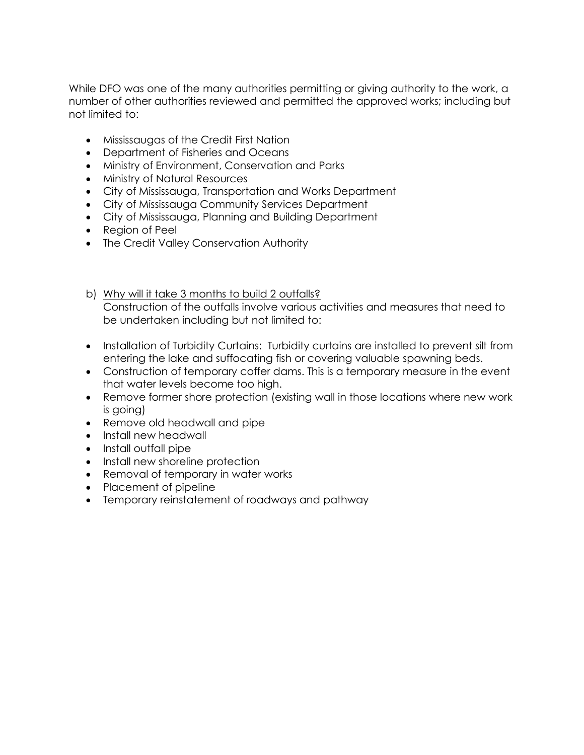While DFO was one of the many authorities permitting or giving authority to the work, a number of other authorities reviewed and permitted the approved works; including but not limited to:

- Mississaugas of the Credit First Nation
- Department of Fisheries and Oceans
- Ministry of Environment, Conservation and Parks
- Ministry of Natural Resources
- City of Mississauga, Transportation and Works Department
- City of Mississauga Community Services Department
- City of Mississauga, Planning and Building Department
- Region of Peel
- The Credit Valley Conservation Authority

b) <u>Why will it take 3 months to build 2 outfalls?</u>
Construction of the outfalls involve various activities and measures that need to be undertaken including but not limited to:

- Installation of Turbidity Curtains: Turbidity curtains are installed to prevent silt from entering the lake and suffocating fish or covering valuable spawning beds.
- Construction of temporary coffer dams. This is a temporary measure in the event that water levels become too high.
- Remove former shore protection (existing wall in those locations where new work is going)
- Remove old headwall and pipe
- Install new headwall
- Install outfall pipe
- Install new shoreline protection
- Removal of temporary in water works
- Placement of pipeline
- Temporary reinstatement of roadways and pathway